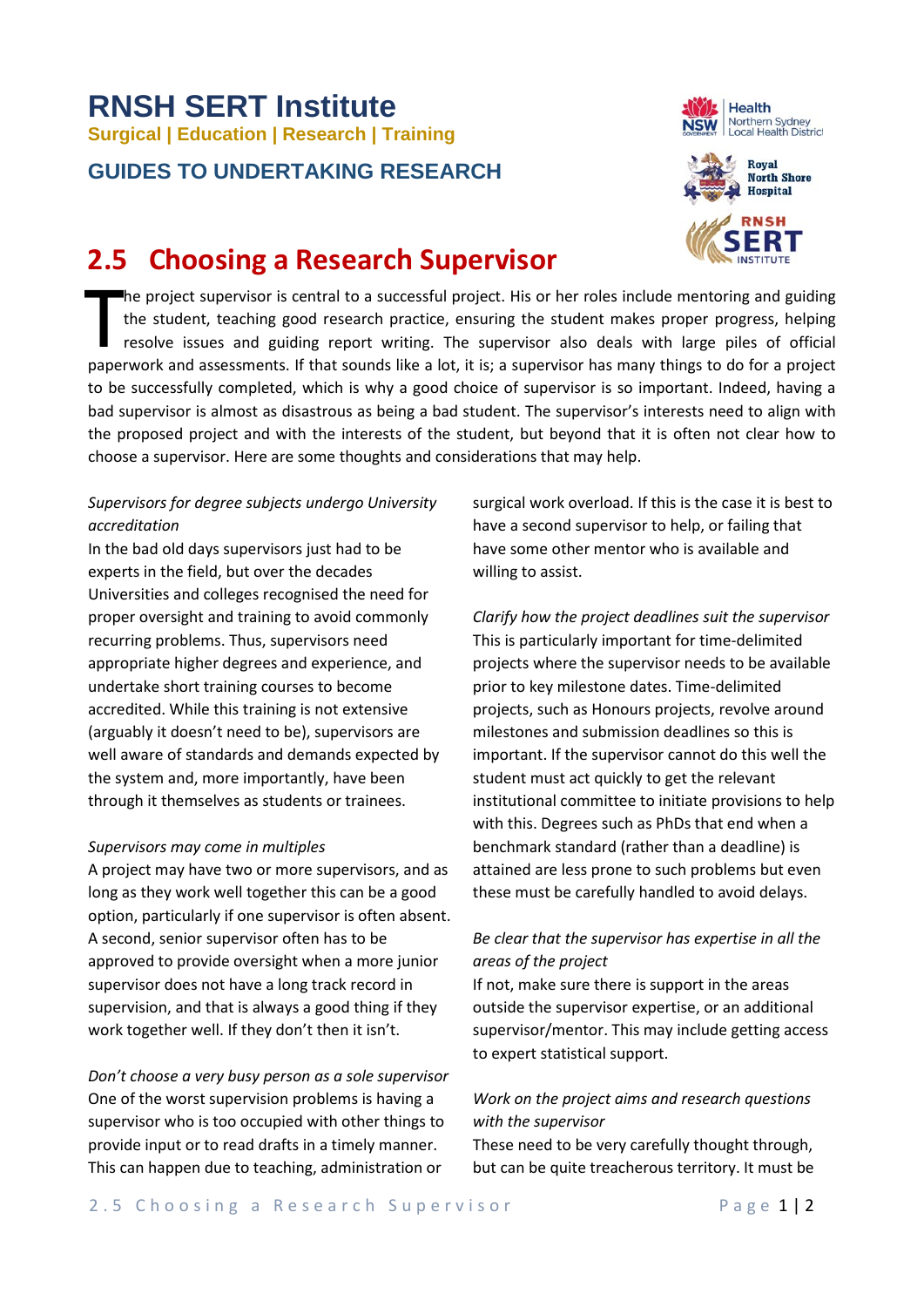# RNSH SERT Institute

**Surgical | Education | Research | Training**

## GUIDES TO UNDERTAKING RESEARCH

# 2.5 Choosing a Research Supervisor

The project supervisor is central to a successful project. His or her roles include mentoring and guiding the student, teaching good research practice, ensuring the student makes proper progress, helping resolve issues and guiding report writing. The supervisor also deals with large piles of official paperwork and assessments. If that sounds like a lot, it is; a supervisor has many things to do for a project to be successfully completed, which is why a good choice of supervisor is so important. Indeed, having a bad supervisor is almost as disastrous as being a bad student. The supervisor's interests need to align with the proposed project and with the interests of the student, but beyond that it is often not clear how to choose a supervisor. Here are some thoughts and considerations that may help.

*Supervisors for degree subjects undergo University accreditation*

In the bad old days supervisors just had to be experts in the field, but over the decades Universities and colleges recognised the need for proper oversight and training to avoid commonly recurring problems. Thus, supervisors need appropriate higher degrees and experience, and undertake short training courses to become accredited. While this training is not extensive (arguably it doesn't need to be), supervisors are well aware of standards and demands expected by the system and, more importantly, have been through it themselves as students or trainees.

*Supervisors may come in multiples*

A project may have two or more supervisors, and as long as they work well together this can be a good option, particularly if one supervisor is often absent. A second, senior supervisor often has to be approved to provide oversight when a more junior supervisor does not have a long track record in supervision, and that is always a good thing if they work together well. If they don't then it isn't.

*Don't choose a very busy person as a sole supervisor*

One of the worst supervision problems is having a supervisor who is too occupied with other things to provide input or to read drafts in a timely manner. This can happen due to teaching, administration or surgical work overload. If this is the case it is best to have a second supervisor to help, or failing that have some other mentor who is available and willing to assist.

*Clarify how the project deadlines suit the supervisor*

This is particularly important for time-delimited projects where the supervisor needs to be available prior to key milestone dates. Time-delimited projects, such as Honours projects, revolve around milestones and submission deadlines so this is important. If the supervisor cannot do this well the student must act quickly to get the relevant institutional committee to initiate provisions to help with this. Degrees such as PhDs that end when a benchmark standard (rather than a deadline) is attained are less prone to such problems but even these must be carefully handled to avoid delays.

*Be clear that the supervisor has expertise in all the areas of the project*

If not, make sure there is support in the areas outside the supervisor expertise, or an additional supervisor/mentor. This may include getting access to expert statistical support.

*Work on the project aims and research questions with the supervisor*

These need to be very carefully thought through, but can be quite treacherous territory. It must be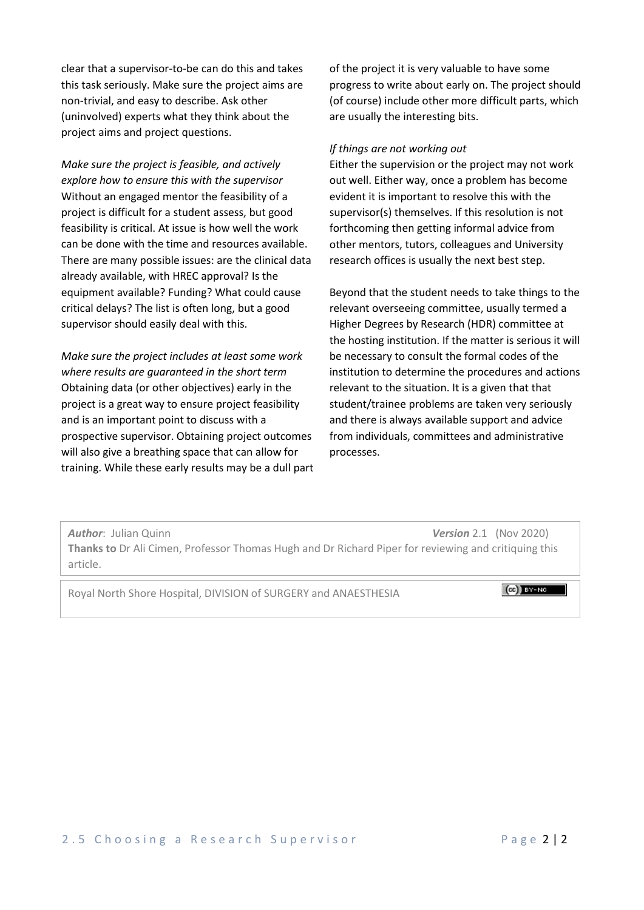clear that a supervisor-to-be can do this and takes this task seriously. Make sure the project aims are non-trivial, and easy to describe. Ask other (uninvolved) experts what they think about the project aims and project questions.

*Make sure the project is feasible, and actively explore how to ensure this with the supervisor*

Without an engaged mentor the feasibility of a project is difficult for a student assess, but good feasibility is critical. At issue is how well the work can be done with the time and resources available. There are many possible issues: are the clinical data already available, with HREC approval? Is the equipment available? Funding? What could cause critical delays? The list is often long, but a good supervisor should easily deal with this.

*Make sure the project includes at least some work where results are guaranteed in the short term*

Obtaining data (or other objectives) early in the project is a great way to ensure project feasibility and is an important point to discuss with a prospective supervisor. Obtaining project outcomes will also give a breathing space that can allow for training. While these early results may be a dull part of the project it is very valuable to have some progress to write about early on. The project should (of course) include other more difficult parts, which are usually the interesting bits.

*If things are not working out*

Either the supervision or the project may not work out well. Either way, once a problem has become evident it is important to resolve this with the supervisor(s) themselves. If this resolution is not forthcoming then getting informal advice from other mentors, tutors, colleagues and University research offices is usually the next best step.

Beyond that the student needs to take things to the relevant overseeing committee, usually termed a Higher Degrees by Research (HDR) committee at the hosting institution. If the matter is serious it will be necessary to consult the formal codes of the institution to determine the procedures and actions relevant to the situation. It is a given that that student/trainee problems are taken very seriously and there is always available support and advice from individuals, committees and administrative processes.

***Author***: Julian Quinn ***Version*** 2.1 (Nov 2020)

**Thanks to** Dr Ali Cimen, Professor Thomas Hugh and Dr Richard Piper for reviewing and critiquing this article.

Royal North Shore Hospital, DIVISION of SURGERY and ANAESTHESIA

(cc) BY-NC